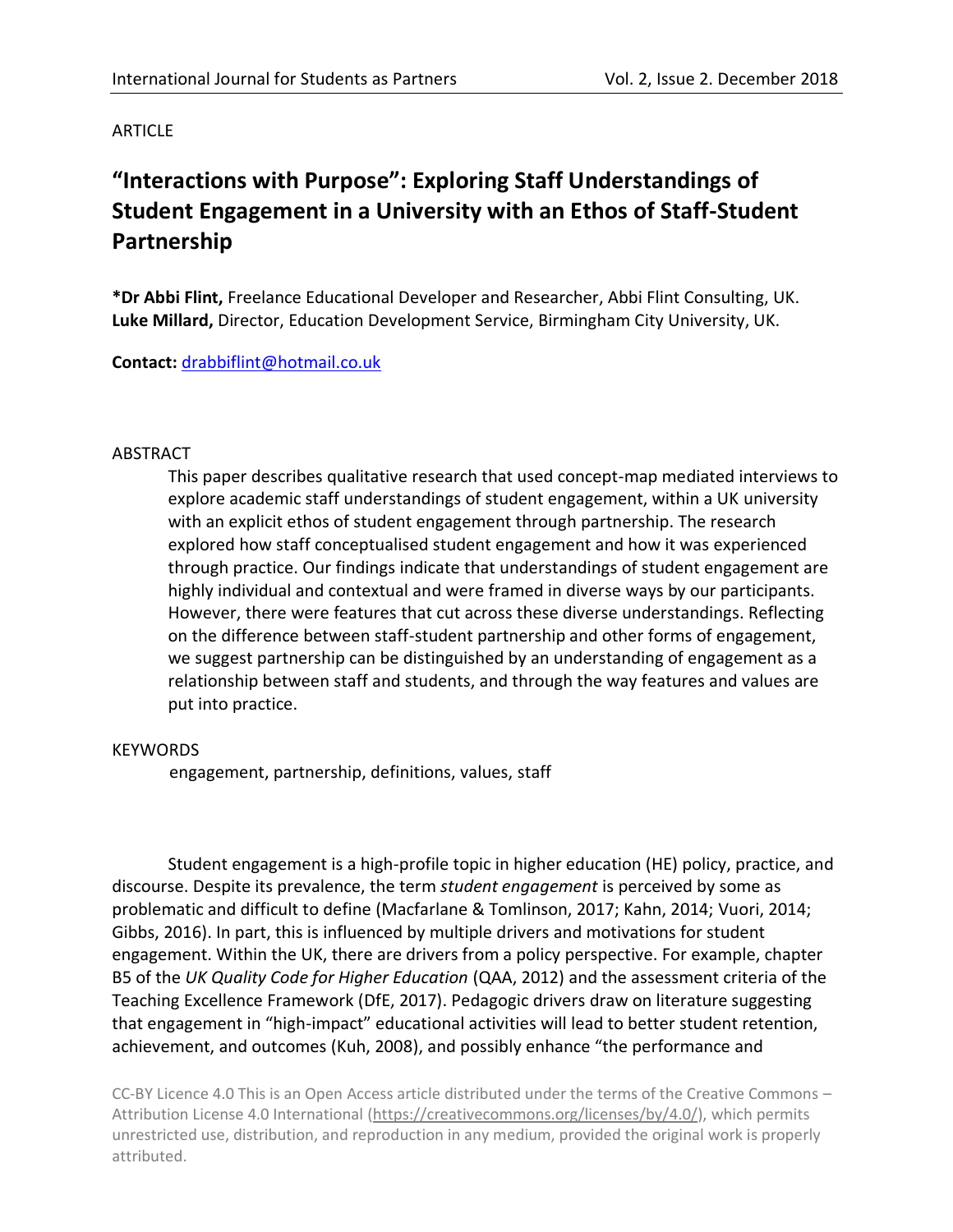ARTICLE

# "Interactions with Purpose": Exploring Staff Understandings of Student Engagement in a University with an Ethos of Staff-Student Partnership

**\*Dr Abbi Flint,** Freelance Educational Developer and Researcher, Abbi Flint Consulting, UK.
**Luke Millard,** Director, Education Development Service, Birmingham City University, UK.

**Contact:** drabbiflint@hotmail.co.uk

## ABSTRACT

This paper describes qualitative research that used concept-map mediated interviews to explore academic staff understandings of student engagement, within a UK university with an explicit ethos of student engagement through partnership. The research explored how staff conceptualised student engagement and how it was experienced through practice. Our findings indicate that understandings of student engagement are highly individual and contextual and were framed in diverse ways by our participants. However, there were features that cut across these diverse understandings. Reflecting on the difference between staff-student partnership and other forms of engagement, we suggest partnership can be distinguished by an understanding of engagement as a relationship between staff and students, and through the way features and values are put into practice.

## KEYWORDS

engagement, partnership, definitions, values, staff

Student engagement is a high-profile topic in higher education (HE) policy, practice, and discourse. Despite its prevalence, the term *student engagement* is perceived by some as problematic and difficult to define (Macfarlane & Tomlinson, 2017; Kahn, 2014; Vuori, 2014; Gibbs, 2016). In part, this is influenced by multiple drivers and motivations for student engagement. Within the UK, there are drivers from a policy perspective. For example, chapter B5 of the *UK Quality Code for Higher Education* (QAA, 2012) and the assessment criteria of the Teaching Excellence Framework (DfE, 2017). Pedagogic drivers draw on literature suggesting that engagement in "high-impact" educational activities will lead to better student retention, achievement, and outcomes (Kuh, 2008), and possibly enhance "the performance and

CC-BY Licence 4.0 This is an Open Access article distributed under the terms of the Creative Commons – Attribution License 4.0 International (https://creativecommons.org/licenses/by/4.0/), which permits unrestricted use, distribution, and reproduction in any medium, provided the original work is properly attributed.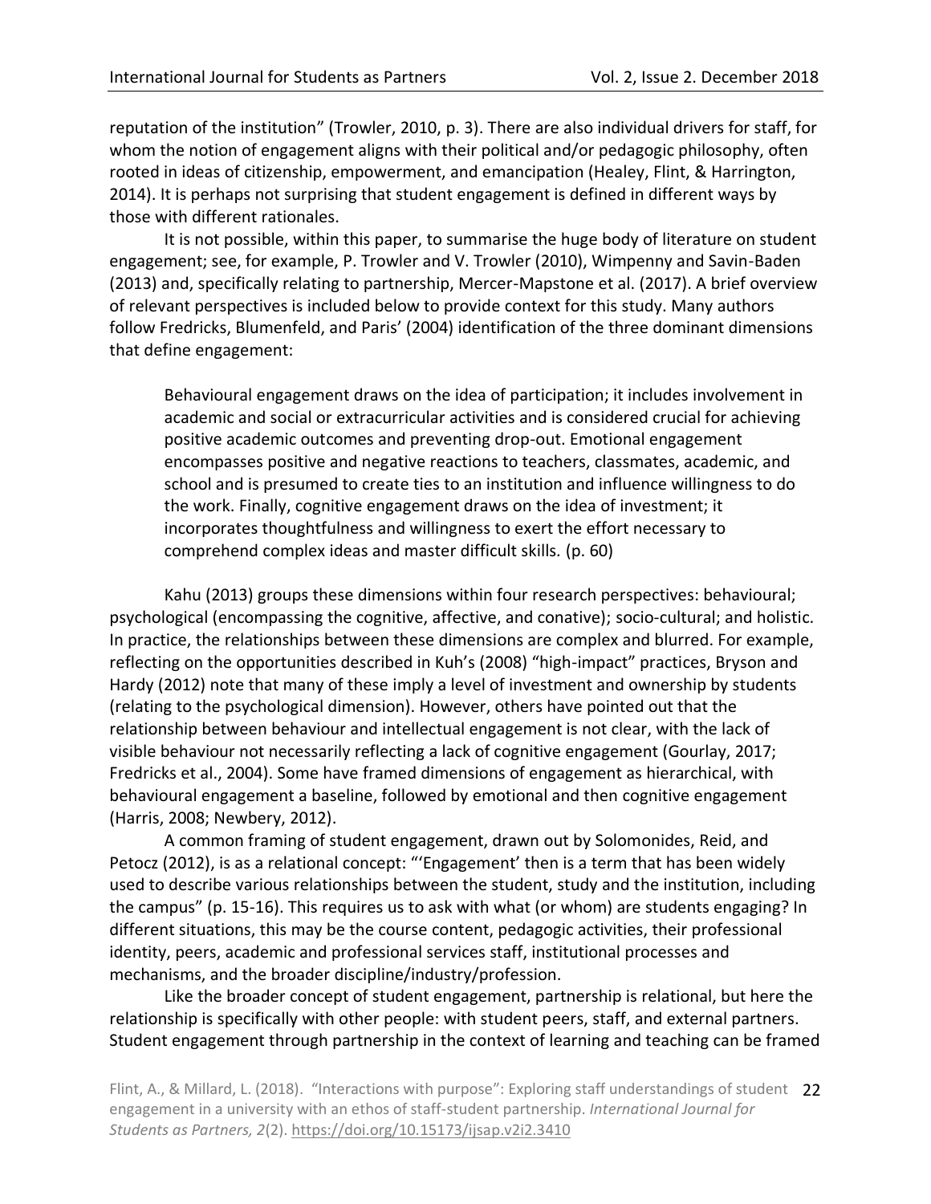reputation of the institution" (Trowler, 2010, p. 3). There are also individual drivers for staff, for whom the notion of engagement aligns with their political and/or pedagogic philosophy, often rooted in ideas of citizenship, empowerment, and emancipation (Healey, Flint, & Harrington, 2014). It is perhaps not surprising that student engagement is defined in different ways by those with different rationales.

It is not possible, within this paper, to summarise the huge body of literature on student engagement; see, for example, P. Trowler and V. Trowler (2010), Wimpenny and Savin-Baden (2013) and, specifically relating to partnership, Mercer-Mapstone et al. (2017). A brief overview of relevant perspectives is included below to provide context for this study. Many authors follow Fredricks, Blumenfeld, and Paris' (2004) identification of the three dominant dimensions that define engagement:

> Behavioural engagement draws on the idea of participation; it includes involvement in academic and social or extracurricular activities and is considered crucial for achieving positive academic outcomes and preventing drop-out. Emotional engagement encompasses positive and negative reactions to teachers, classmates, academic, and school and is presumed to create ties to an institution and influence willingness to do the work. Finally, cognitive engagement draws on the idea of investment; it incorporates thoughtfulness and willingness to exert the effort necessary to comprehend complex ideas and master difficult skills. (p. 60)

Kahu (2013) groups these dimensions within four research perspectives: behavioural; psychological (encompassing the cognitive, affective, and conative); socio-cultural; and holistic. In practice, the relationships between these dimensions are complex and blurred. For example, reflecting on the opportunities described in Kuh's (2008) "high-impact" practices, Bryson and Hardy (2012) note that many of these imply a level of investment and ownership by students (relating to the psychological dimension). However, others have pointed out that the relationship between behaviour and intellectual engagement is not clear, with the lack of visible behaviour not necessarily reflecting a lack of cognitive engagement (Gourlay, 2017; Fredricks et al., 2004). Some have framed dimensions of engagement as hierarchical, with behavioural engagement a baseline, followed by emotional and then cognitive engagement (Harris, 2008; Newbery, 2012).

A common framing of student engagement, drawn out by Solomonides, Reid, and Petocz (2012), is as a relational concept: "'Engagement' then is a term that has been widely used to describe various relationships between the student, study and the institution, including the campus" (p. 15-16). This requires us to ask with what (or whom) are students engaging? In different situations, this may be the course content, pedagogic activities, their professional identity, peers, academic and professional services staff, institutional processes and mechanisms, and the broader discipline/industry/profession.

Like the broader concept of student engagement, partnership is relational, but here the relationship is specifically with other people: with student peers, staff, and external partners. Student engagement through partnership in the context of learning and teaching can be framed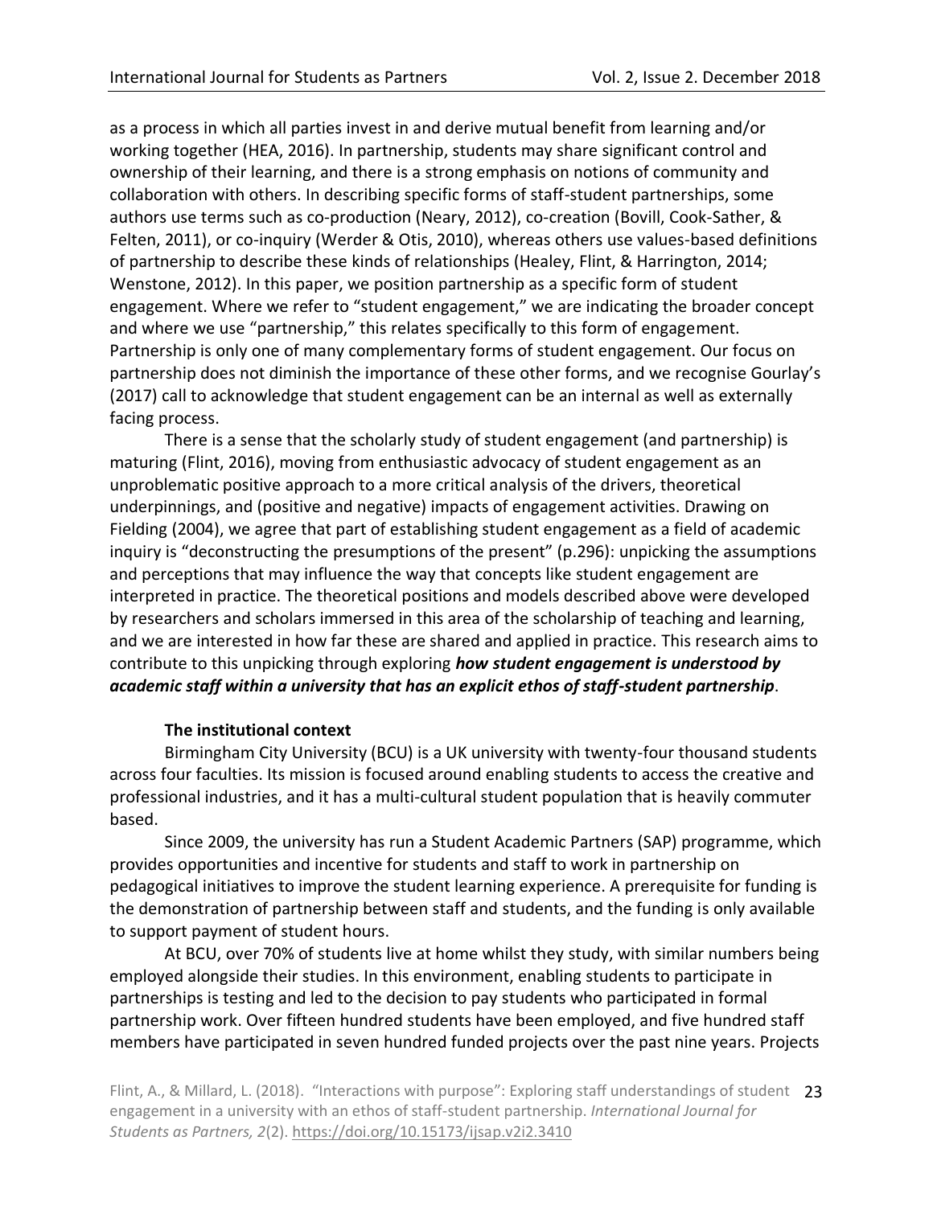as a process in which all parties invest in and derive mutual benefit from learning and/or working together (HEA, 2016). In partnership, students may share significant control and ownership of their learning, and there is a strong emphasis on notions of community and collaboration with others. In describing specific forms of staff-student partnerships, some authors use terms such as co-production (Neary, 2012), co-creation (Bovill, Cook-Sather, & Felten, 2011), or co-inquiry (Werder & Otis, 2010), whereas others use values-based definitions of partnership to describe these kinds of relationships (Healey, Flint, & Harrington, 2014; Wenstone, 2012). In this paper, we position partnership as a specific form of student engagement. Where we refer to "student engagement," we are indicating the broader concept and where we use "partnership," this relates specifically to this form of engagement. Partnership is only one of many complementary forms of student engagement. Our focus on partnership does not diminish the importance of these other forms, and we recognise Gourlay's (2017) call to acknowledge that student engagement can be an internal as well as externally facing process.

There is a sense that the scholarly study of student engagement (and partnership) is maturing (Flint, 2016), moving from enthusiastic advocacy of student engagement as an unproblematic positive approach to a more critical analysis of the drivers, theoretical underpinnings, and (positive and negative) impacts of engagement activities. Drawing on Fielding (2004), we agree that part of establishing student engagement as a field of academic inquiry is "deconstructing the presumptions of the present" (p.296): unpicking the assumptions and perceptions that may influence the way that concepts like student engagement are interpreted in practice. The theoretical positions and models described above were developed by researchers and scholars immersed in this area of the scholarship of teaching and learning, and we are interested in how far these are shared and applied in practice. This research aims to contribute to this unpicking through exploring ***how student engagement is understood by academic staff within a university that has an explicit ethos of staff-student partnership***.

### The institutional context

Birmingham City University (BCU) is a UK university with twenty-four thousand students across four faculties. Its mission is focused around enabling students to access the creative and professional industries, and it has a multi-cultural student population that is heavily commuter based.

Since 2009, the university has run a Student Academic Partners (SAP) programme, which provides opportunities and incentive for students and staff to work in partnership on pedagogical initiatives to improve the student learning experience. A prerequisite for funding is the demonstration of partnership between staff and students, and the funding is only available to support payment of student hours.

At BCU, over 70% of students live at home whilst they study, with similar numbers being employed alongside their studies. In this environment, enabling students to participate in partnerships is testing and led to the decision to pay students who participated in formal partnership work. Over fifteen hundred students have been employed, and five hundred staff members have participated in seven hundred funded projects over the past nine years. Projects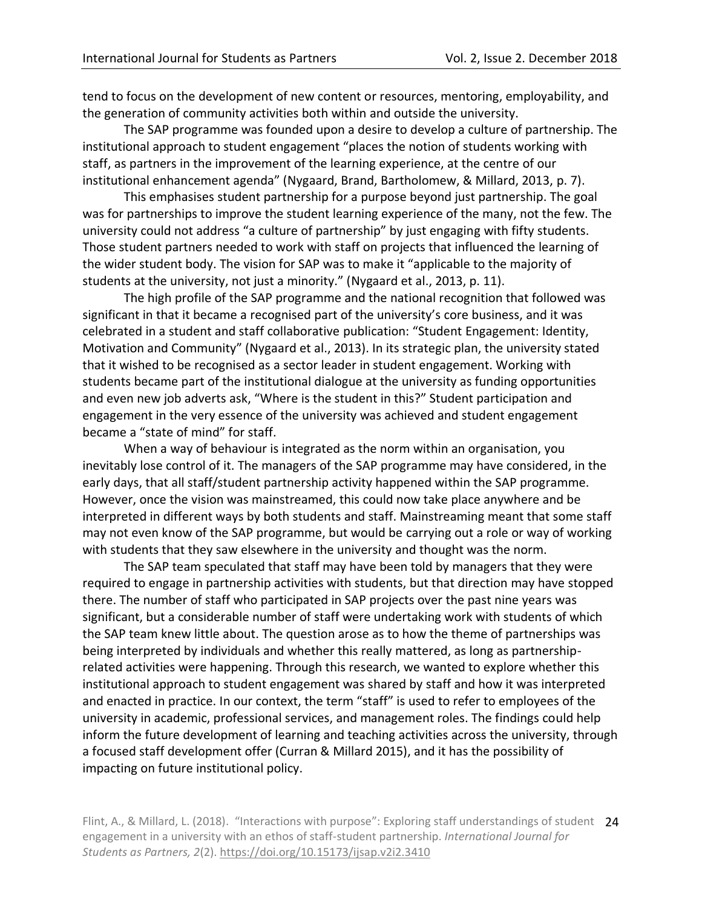tend to focus on the development of new content or resources, mentoring, employability, and the generation of community activities both within and outside the university.

The SAP programme was founded upon a desire to develop a culture of partnership. The institutional approach to student engagement "places the notion of students working with staff, as partners in the improvement of the learning experience, at the centre of our institutional enhancement agenda" (Nygaard, Brand, Bartholomew, & Millard, 2013, p. 7).

This emphasises student partnership for a purpose beyond just partnership. The goal was for partnerships to improve the student learning experience of the many, not the few. The university could not address "a culture of partnership" by just engaging with fifty students. Those student partners needed to work with staff on projects that influenced the learning of the wider student body. The vision for SAP was to make it "applicable to the majority of students at the university, not just a minority." (Nygaard et al., 2013, p. 11).

The high profile of the SAP programme and the national recognition that followed was significant in that it became a recognised part of the university's core business, and it was celebrated in a student and staff collaborative publication: "Student Engagement: Identity, Motivation and Community" (Nygaard et al., 2013). In its strategic plan, the university stated that it wished to be recognised as a sector leader in student engagement. Working with students became part of the institutional dialogue at the university as funding opportunities and even new job adverts ask, "Where is the student in this?" Student participation and engagement in the very essence of the university was achieved and student engagement became a "state of mind" for staff.

When a way of behaviour is integrated as the norm within an organisation, you inevitably lose control of it. The managers of the SAP programme may have considered, in the early days, that all staff/student partnership activity happened within the SAP programme. However, once the vision was mainstreamed, this could now take place anywhere and be interpreted in different ways by both students and staff. Mainstreaming meant that some staff may not even know of the SAP programme, but would be carrying out a role or way of working with students that they saw elsewhere in the university and thought was the norm.

The SAP team speculated that staff may have been told by managers that they were required to engage in partnership activities with students, but that direction may have stopped there. The number of staff who participated in SAP projects over the past nine years was significant, but a considerable number of staff were undertaking work with students of which the SAP team knew little about. The question arose as to how the theme of partnerships was being interpreted by individuals and whether this really mattered, as long as partnership-related activities were happening. Through this research, we wanted to explore whether this institutional approach to student engagement was shared by staff and how it was interpreted and enacted in practice. In our context, the term "staff" is used to refer to employees of the university in academic, professional services, and management roles. The findings could help inform the future development of learning and teaching activities across the university, through a focused staff development offer (Curran & Millard 2015), and it has the possibility of impacting on future institutional policy.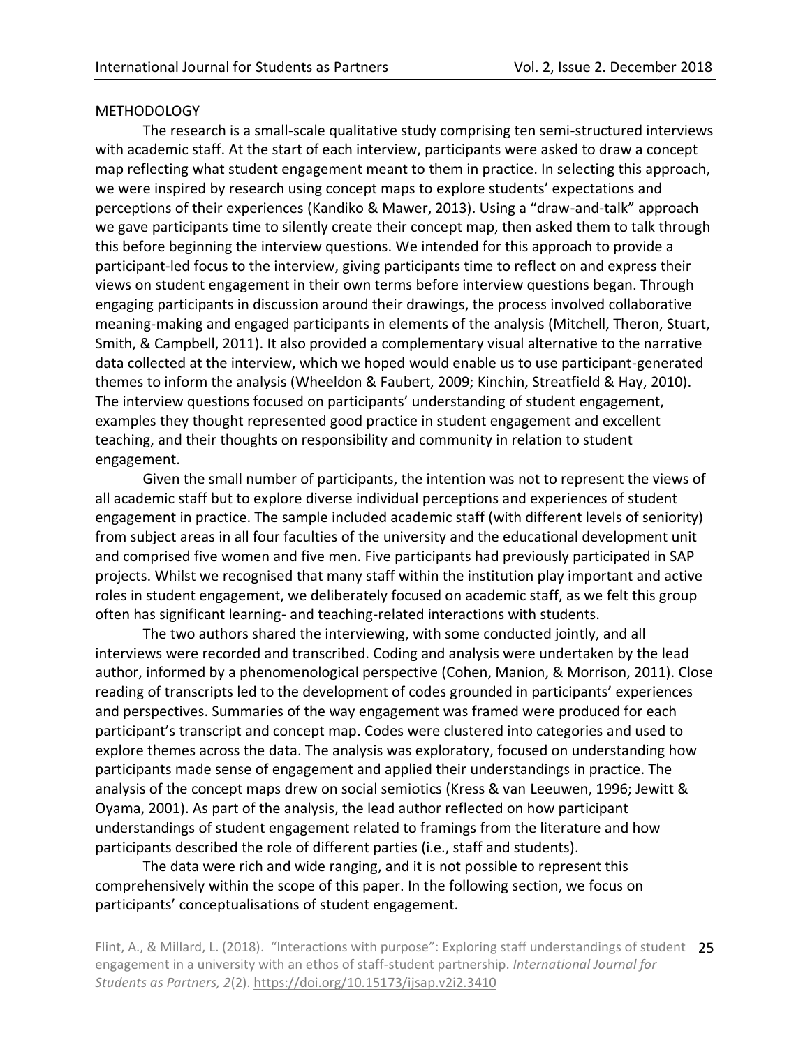## METHODOLOGY

The research is a small-scale qualitative study comprising ten semi-structured interviews with academic staff. At the start of each interview, participants were asked to draw a concept map reflecting what student engagement meant to them in practice. In selecting this approach, we were inspired by research using concept maps to explore students' expectations and perceptions of their experiences (Kandiko & Mawer, 2013). Using a "draw-and-talk" approach we gave participants time to silently create their concept map, then asked them to talk through this before beginning the interview questions. We intended for this approach to provide a participant-led focus to the interview, giving participants time to reflect on and express their views on student engagement in their own terms before interview questions began. Through engaging participants in discussion around their drawings, the process involved collaborative meaning-making and engaged participants in elements of the analysis (Mitchell, Theron, Stuart, Smith, & Campbell, 2011). It also provided a complementary visual alternative to the narrative data collected at the interview, which we hoped would enable us to use participant-generated themes to inform the analysis (Wheeldon & Faubert, 2009; Kinchin, Streatfield & Hay, 2010). The interview questions focused on participants' understanding of student engagement, examples they thought represented good practice in student engagement and excellent teaching, and their thoughts on responsibility and community in relation to student engagement.

Given the small number of participants, the intention was not to represent the views of all academic staff but to explore diverse individual perceptions and experiences of student engagement in practice. The sample included academic staff (with different levels of seniority) from subject areas in all four faculties of the university and the educational development unit and comprised five women and five men. Five participants had previously participated in SAP projects. Whilst we recognised that many staff within the institution play important and active roles in student engagement, we deliberately focused on academic staff, as we felt this group often has significant learning- and teaching-related interactions with students.

The two authors shared the interviewing, with some conducted jointly, and all interviews were recorded and transcribed. Coding and analysis were undertaken by the lead author, informed by a phenomenological perspective (Cohen, Manion, & Morrison, 2011). Close reading of transcripts led to the development of codes grounded in participants' experiences and perspectives. Summaries of the way engagement was framed were produced for each participant's transcript and concept map. Codes were clustered into categories and used to explore themes across the data. The analysis was exploratory, focused on understanding how participants made sense of engagement and applied their understandings in practice. The analysis of the concept maps drew on social semiotics (Kress & van Leeuwen, 1996; Jewitt & Oyama, 2001). As part of the analysis, the lead author reflected on how participant understandings of student engagement related to framings from the literature and how participants described the role of different parties (i.e., staff and students).

The data were rich and wide ranging, and it is not possible to represent this comprehensively within the scope of this paper. In the following section, we focus on participants' conceptualisations of student engagement.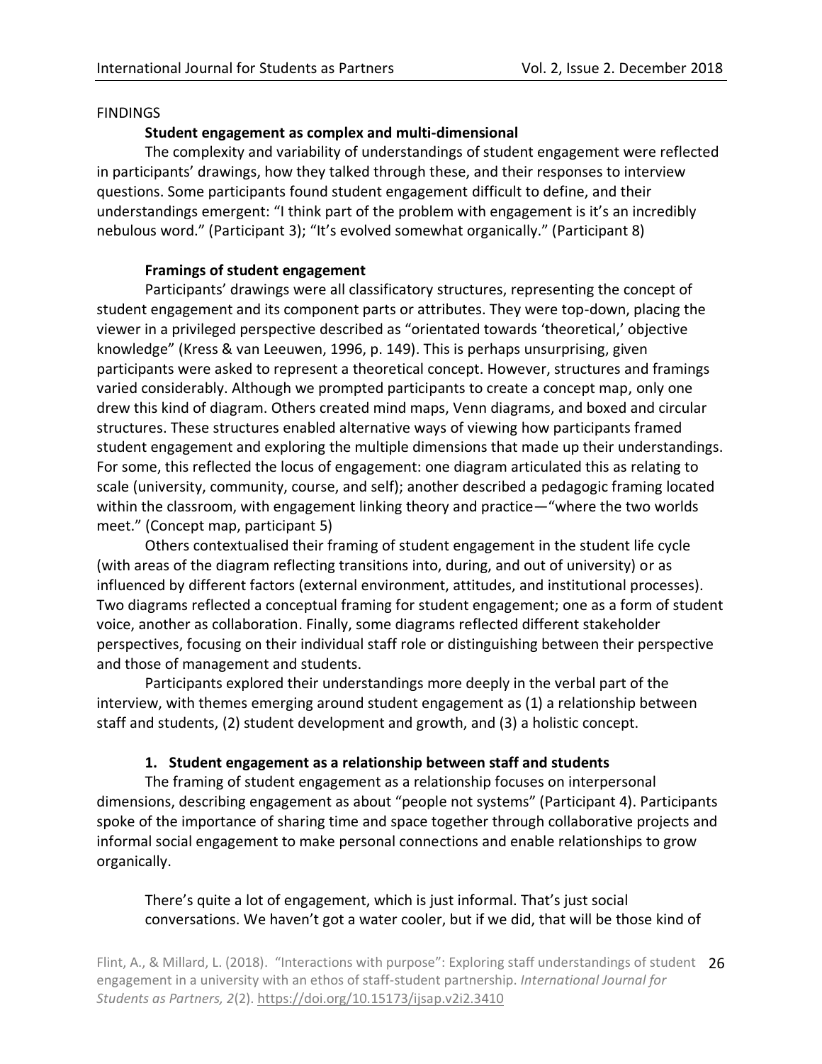## FINDINGS

### Student engagement as complex and multi-dimensional

The complexity and variability of understandings of student engagement were reflected in participants' drawings, how they talked through these, and their responses to interview questions. Some participants found student engagement difficult to define, and their understandings emergent: "I think part of the problem with engagement is it's an incredibly nebulous word." (Participant 3); "It's evolved somewhat organically." (Participant 8)

### Framings of student engagement

Participants' drawings were all classificatory structures, representing the concept of student engagement and its component parts or attributes. They were top-down, placing the viewer in a privileged perspective described as "orientated towards 'theoretical,' objective knowledge" (Kress & van Leeuwen, 1996, p. 149). This is perhaps unsurprising, given participants were asked to represent a theoretical concept. However, structures and framings varied considerably. Although we prompted participants to create a concept map, only one drew this kind of diagram. Others created mind maps, Venn diagrams, and boxed and circular structures. These structures enabled alternative ways of viewing how participants framed student engagement and exploring the multiple dimensions that made up their understandings. For some, this reflected the locus of engagement: one diagram articulated this as relating to scale (university, community, course, and self); another described a pedagogic framing located within the classroom, with engagement linking theory and practice—"where the two worlds meet." (Concept map, participant 5)

Others contextualised their framing of student engagement in the student life cycle (with areas of the diagram reflecting transitions into, during, and out of university) or as influenced by different factors (external environment, attitudes, and institutional processes). Two diagrams reflected a conceptual framing for student engagement; one as a form of student voice, another as collaboration. Finally, some diagrams reflected different stakeholder perspectives, focusing on their individual staff role or distinguishing between their perspective and those of management and students.

Participants explored their understandings more deeply in the verbal part of the interview, with themes emerging around student engagement as (1) a relationship between staff and students, (2) student development and growth, and (3) a holistic concept.

### 1. Student engagement as a relationship between staff and students

The framing of student engagement as a relationship focuses on interpersonal dimensions, describing engagement as about "people not systems" (Participant 4). Participants spoke of the importance of sharing time and space together through collaborative projects and informal social engagement to make personal connections and enable relationships to grow organically.

> There's quite a lot of engagement, which is just informal. That's just social conversations. We haven't got a water cooler, but if we did, that will be those kind of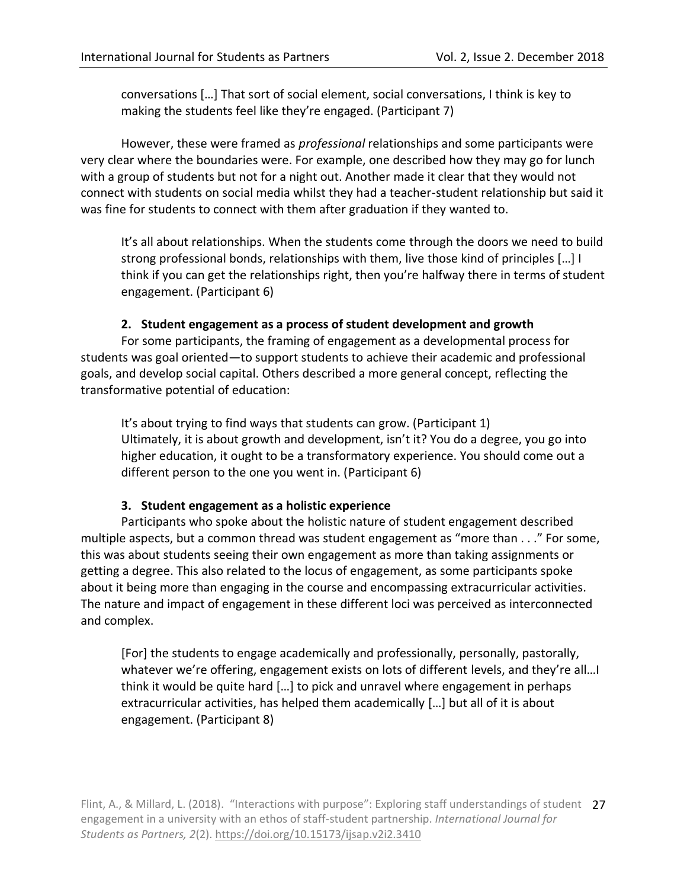> conversations […] That sort of social element, social conversations, I think is key to making the students feel like they're engaged. (Participant 7)

However, these were framed as *professional* relationships and some participants were very clear where the boundaries were. For example, one described how they may go for lunch with a group of students but not for a night out. Another made it clear that they would not connect with students on social media whilst they had a teacher-student relationship but said it was fine for students to connect with them after graduation if they wanted to.

> It's all about relationships. When the students come through the doors we need to build strong professional bonds, relationships with them, live those kind of principles […] I think if you can get the relationships right, then you're halfway there in terms of student engagement. (Participant 6)

#### 2. Student engagement as a process of student development and growth

For some participants, the framing of engagement as a developmental process for students was goal oriented—to support students to achieve their academic and professional goals, and develop social capital. Others described a more general concept, reflecting the transformative potential of education:

> It's about trying to find ways that students can grow. (Participant 1)
> Ultimately, it is about growth and development, isn't it? You do a degree, you go into higher education, it ought to be a transformatory experience. You should come out a different person to the one you went in. (Participant 6)

#### 3. Student engagement as a holistic experience

Participants who spoke about the holistic nature of student engagement described multiple aspects, but a common thread was student engagement as "more than . . ." For some, this was about students seeing their own engagement as more than taking assignments or getting a degree. This also related to the locus of engagement, as some participants spoke about it being more than engaging in the course and encompassing extracurricular activities. The nature and impact of engagement in these different loci was perceived as interconnected and complex.

> [For] the students to engage academically and professionally, personally, pastorally, whatever we're offering, engagement exists on lots of different levels, and they're all…I think it would be quite hard […] to pick and unravel where engagement in perhaps extracurricular activities, has helped them academically […] but all of it is about engagement. (Participant 8)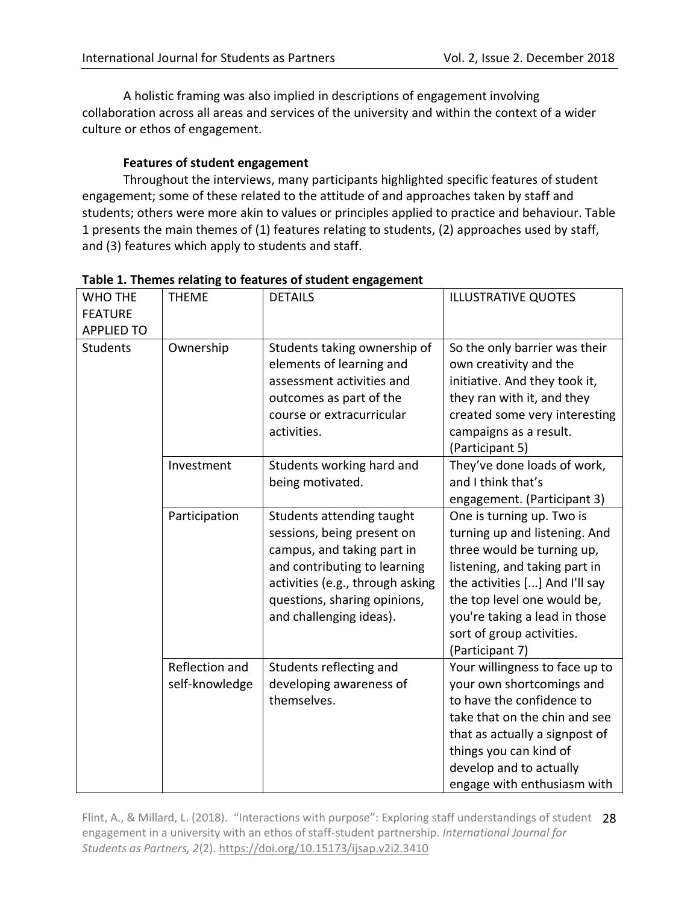A holistic framing was also implied in descriptions of engagement involving collaboration across all areas and services of the university and within the context of a wider culture or ethos of engagement.

**Features of student engagement**

Throughout the interviews, many participants highlighted specific features of student engagement; some of these related to the attitude of and approaches taken by staff and students; others were more akin to values or principles applied to practice and behaviour. Table 1 presents the main themes of (1) features relating to students, (2) approaches used by staff, and (3) features which apply to students and staff.

**Table 1. Themes relating to features of student engagement**

| WHO THE FEATURE APPLIED TO | THEME | DETAILS | ILLUSTRATIVE QUOTES |
|---|---|---|---|
| Students | Ownership | Students taking ownership of elements of learning and assessment activities and outcomes as part of the course or extracurricular activities. | So the only barrier was their own creativity and the initiative. And they took it, they ran with it, and they created some very interesting campaigns as a result. (Participant 5) |
| | Investment | Students working hard and being motivated. | They've done loads of work, and I think that's engagement. (Participant 3) |
| | Participation | Students attending taught sessions, being present on campus, and taking part in and contributing to learning activities (e.g., through asking questions, sharing opinions, and challenging ideas). | One is turning up. Two is turning up and listening. And three would be turning up, listening, and taking part in the activities [...] And I'll say the top level one would be, you're taking a lead in those sort of group activities. (Participant 7) |
| | Reflection and self-knowledge | Students reflecting and developing awareness of themselves. | Your willingness to face up to your own shortcomings and to have the confidence to take that on the chin and see that as actually a signpost of things you can kind of develop and to actually engage with enthusiasm with |

Flint, A., & Millard, L. (2018). "Interactions with purpose": Exploring staff understandings of student engagement in a university with an ethos of staff-student partnership. *International Journal for Students as Partners, 2*(2). https://doi.org/10.15173/ijsap.v2i2.3410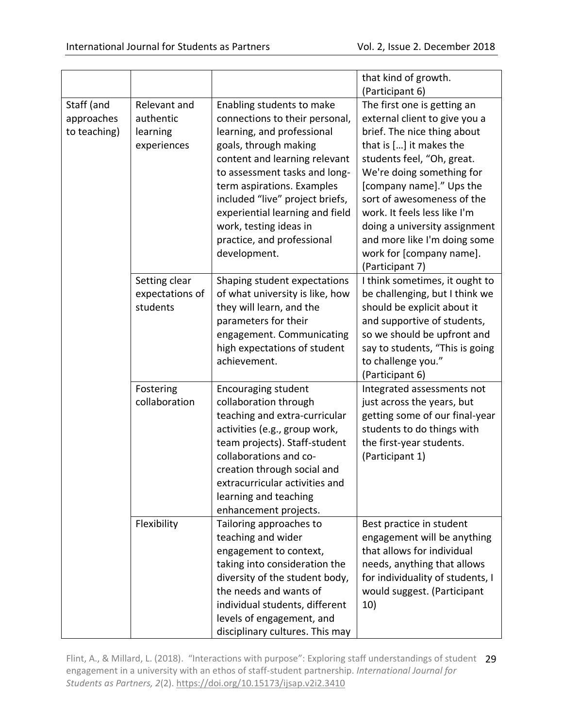| | | | |
|---|---|---|---|
| | | | that kind of growth. (Participant 6) |
| Staff (and approaches to teaching) | Relevant and authentic learning experiences | Enabling students to make connections to their personal, learning, and professional goals, through making content and learning relevant to assessment tasks and long-term aspirations. Examples included "live" project briefs, experiential learning and field work, testing ideas in practice, and professional development. | The first one is getting an external client to give you a brief. The nice thing about that is […] it makes the students feel, "Oh, great. We're doing something for [company name]." Ups the sort of awesomeness of the work. It feels less like I'm doing a university assignment and more like I'm doing some work for [company name]. (Participant 7) |
| | Setting clear expectations of students | Shaping student expectations of what university is like, how they will learn, and the parameters for their engagement. Communicating high expectations of student achievement. | I think sometimes, it ought to be challenging, but I think we should be explicit about it and supportive of students, so we should be upfront and say to students, "This is going to challenge you." (Participant 6) |
| | Fostering collaboration | Encouraging student collaboration through teaching and extra-curricular activities (e.g., group work, team projects). Staff-student collaborations and co-creation through social and extracurricular activities and learning and teaching enhancement projects. | Integrated assessments not just across the years, but getting some of our final-year students to do things with the first-year students. (Participant 1) |
| | Flexibility | Tailoring approaches to teaching and wider engagement to context, taking into consideration the diversity of the student body, the needs and wants of individual students, different levels of engagement, and disciplinary cultures. This may | Best practice in student engagement will be anything that allows for individual needs, anything that allows for individuality of students, I would suggest. (Participant 10) |

Flint, A., & Millard, L. (2018). "Interactions with purpose": Exploring staff understandings of student engagement in a university with an ethos of staff-student partnership. *International Journal for Students as Partners, 2*(2). https://doi.org/10.15173/ijsap.v2i2.3410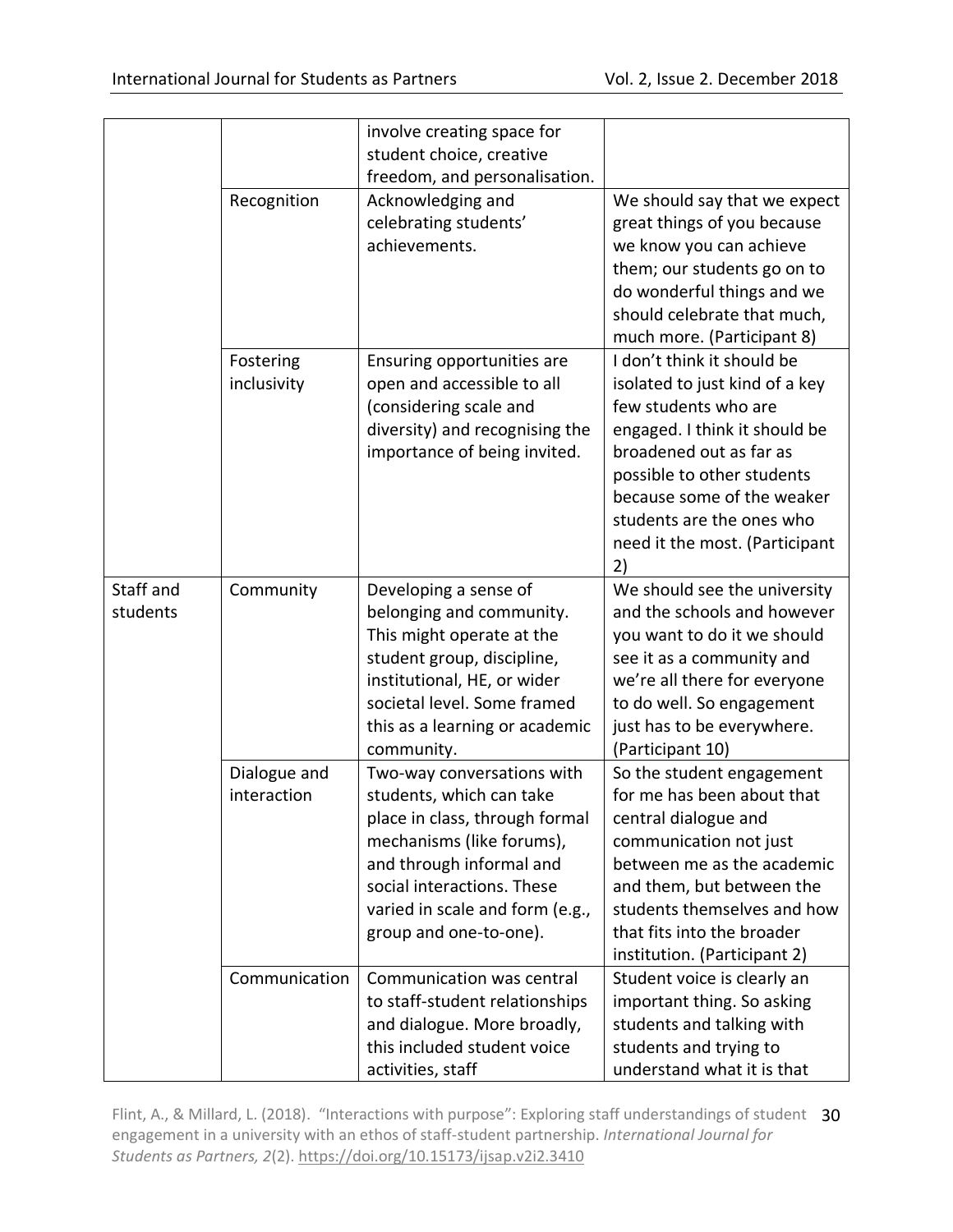| | | involve creating space for student choice, creative freedom, and personalisation. | |
|---|---|---|---|
| | Recognition | Acknowledging and celebrating students' achievements. | We should say that we expect great things of you because we know you can achieve them; our students go on to do wonderful things and we should celebrate that much, much more. (Participant 8) |
| | Fostering inclusivity | Ensuring opportunities are open and accessible to all (considering scale and diversity) and recognising the importance of being invited. | I don't think it should be isolated to just kind of a key few students who are engaged. I think it should be broadened out as far as possible to other students because some of the weaker students are the ones who need it the most. (Participant 2) |
| Staff and students | Community | Developing a sense of belonging and community. This might operate at the student group, discipline, institutional, HE, or wider societal level. Some framed this as a learning or academic community. | We should see the university and the schools and however you want to do it we should see it as a community and we're all there for everyone to do well. So engagement just has to be everywhere. (Participant 10) |
| | Dialogue and interaction | Two-way conversations with students, which can take place in class, through formal mechanisms (like forums), and through informal and social interactions. These varied in scale and form (e.g., group and one-to-one). | So the student engagement for me has been about that central dialogue and communication not just between me as the academic and them, but between the students themselves and how that fits into the broader institution. (Participant 2) |
| | Communication | Communication was central to staff-student relationships and dialogue. More broadly, this included student voice activities, staff | Student voice is clearly an important thing. So asking students and talking with students and trying to understand what it is that |

Flint, A., & Millard, L. (2018). "Interactions with purpose": Exploring staff understandings of student engagement in a university with an ethos of staff-student partnership. *International Journal for Students as Partners, 2*(2). https://doi.org/10.15173/ijsap.v2i2.3410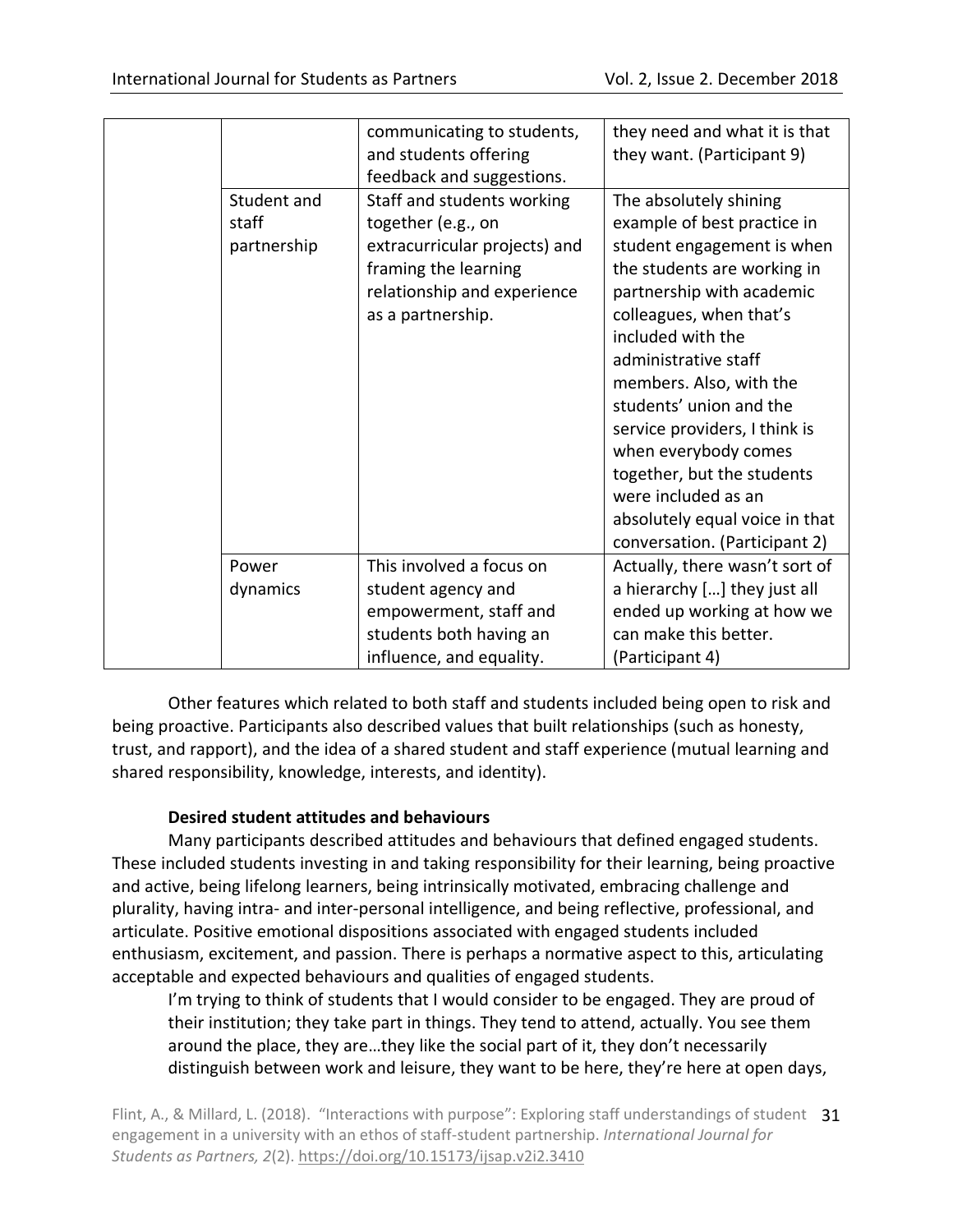| | | | |
|---|---|---|---|
| | | communicating to students, and students offering feedback and suggestions. | they need and what it is that they want. (Participant 9) |
| | Student and staff partnership | Staff and students working together (e.g., on extracurricular projects) and framing the learning relationship and experience as a partnership. | The absolutely shining example of best practice in student engagement is when the students are working in partnership with academic colleagues, when that's included with the administrative staff members. Also, with the students' union and the service providers, I think is when everybody comes together, but the students were included as an absolutely equal voice in that conversation. (Participant 2) |
| | Power dynamics | This involved a focus on student agency and empowerment, staff and students both having an influence, and equality. | Actually, there wasn't sort of a hierarchy […] they just all ended up working at how we can make this better. (Participant 4) |

Other features which related to both staff and students included being open to risk and being proactive. Participants also described values that built relationships (such as honesty, trust, and rapport), and the idea of a shared student and staff experience (mutual learning and shared responsibility, knowledge, interests, and identity).

**Desired student attitudes and behaviours**

Many participants described attitudes and behaviours that defined engaged students. These included students investing in and taking responsibility for their learning, being proactive and active, being lifelong learners, being intrinsically motivated, embracing challenge and plurality, having intra- and inter-personal intelligence, and being reflective, professional, and articulate. Positive emotional dispositions associated with engaged students included enthusiasm, excitement, and passion. There is perhaps a normative aspect to this, articulating acceptable and expected behaviours and qualities of engaged students.

> I'm trying to think of students that I would consider to be engaged. They are proud of their institution; they take part in things. They tend to attend, actually. You see them around the place, they are…they like the social part of it, they don't necessarily distinguish between work and leisure, they want to be here, they're here at open days,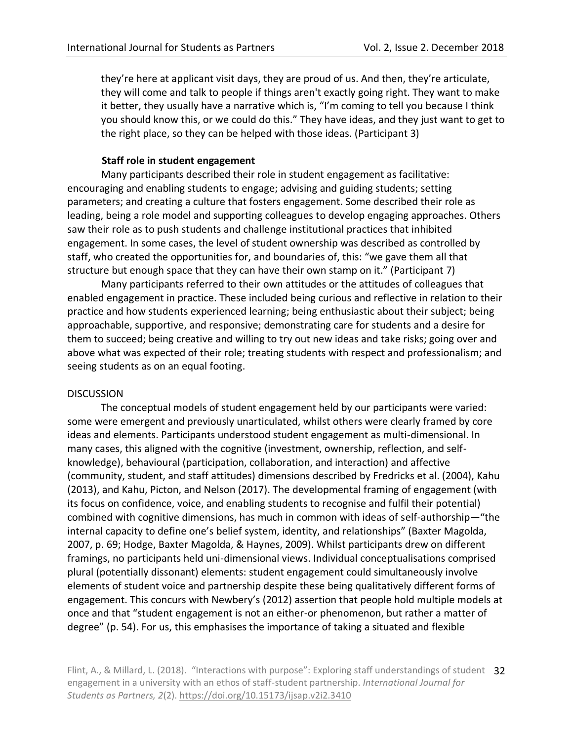they're here at applicant visit days, they are proud of us. And then, they're articulate, they will come and talk to people if things aren't exactly going right. They want to make it better, they usually have a narrative which is, "I'm coming to tell you because I think you should know this, or we could do this." They have ideas, and they just want to get to the right place, so they can be helped with those ideas. (Participant 3)

### Staff role in student engagement

Many participants described their role in student engagement as facilitative: encouraging and enabling students to engage; advising and guiding students; setting parameters; and creating a culture that fosters engagement. Some described their role as leading, being a role model and supporting colleagues to develop engaging approaches. Others saw their role as to push students and challenge institutional practices that inhibited engagement. In some cases, the level of student ownership was described as controlled by staff, who created the opportunities for, and boundaries of, this: "we gave them all that structure but enough space that they can have their own stamp on it." (Participant 7)

Many participants referred to their own attitudes or the attitudes of colleagues that enabled engagement in practice. These included being curious and reflective in relation to their practice and how students experienced learning; being enthusiastic about their subject; being approachable, supportive, and responsive; demonstrating care for students and a desire for them to succeed; being creative and willing to try out new ideas and take risks; going over and above what was expected of their role; treating students with respect and professionalism; and seeing students as on an equal footing.

## DISCUSSION

The conceptual models of student engagement held by our participants were varied: some were emergent and previously unarticulated, whilst others were clearly framed by core ideas and elements. Participants understood student engagement as multi-dimensional. In many cases, this aligned with the cognitive (investment, ownership, reflection, and self-knowledge), behavioural (participation, collaboration, and interaction) and affective (community, student, and staff attitudes) dimensions described by Fredricks et al. (2004), Kahu (2013), and Kahu, Picton, and Nelson (2017). The developmental framing of engagement (with its focus on confidence, voice, and enabling students to recognise and fulfil their potential) combined with cognitive dimensions, has much in common with ideas of self-authorship—"the internal capacity to define one's belief system, identity, and relationships" (Baxter Magolda, 2007, p. 69; Hodge, Baxter Magolda, & Haynes, 2009). Whilst participants drew on different framings, no participants held uni-dimensional views. Individual conceptualisations comprised plural (potentially dissonant) elements: student engagement could simultaneously involve elements of student voice and partnership despite these being qualitatively different forms of engagement. This concurs with Newbery's (2012) assertion that people hold multiple models at once and that "student engagement is not an either-or phenomenon, but rather a matter of degree" (p. 54). For us, this emphasises the importance of taking a situated and flexible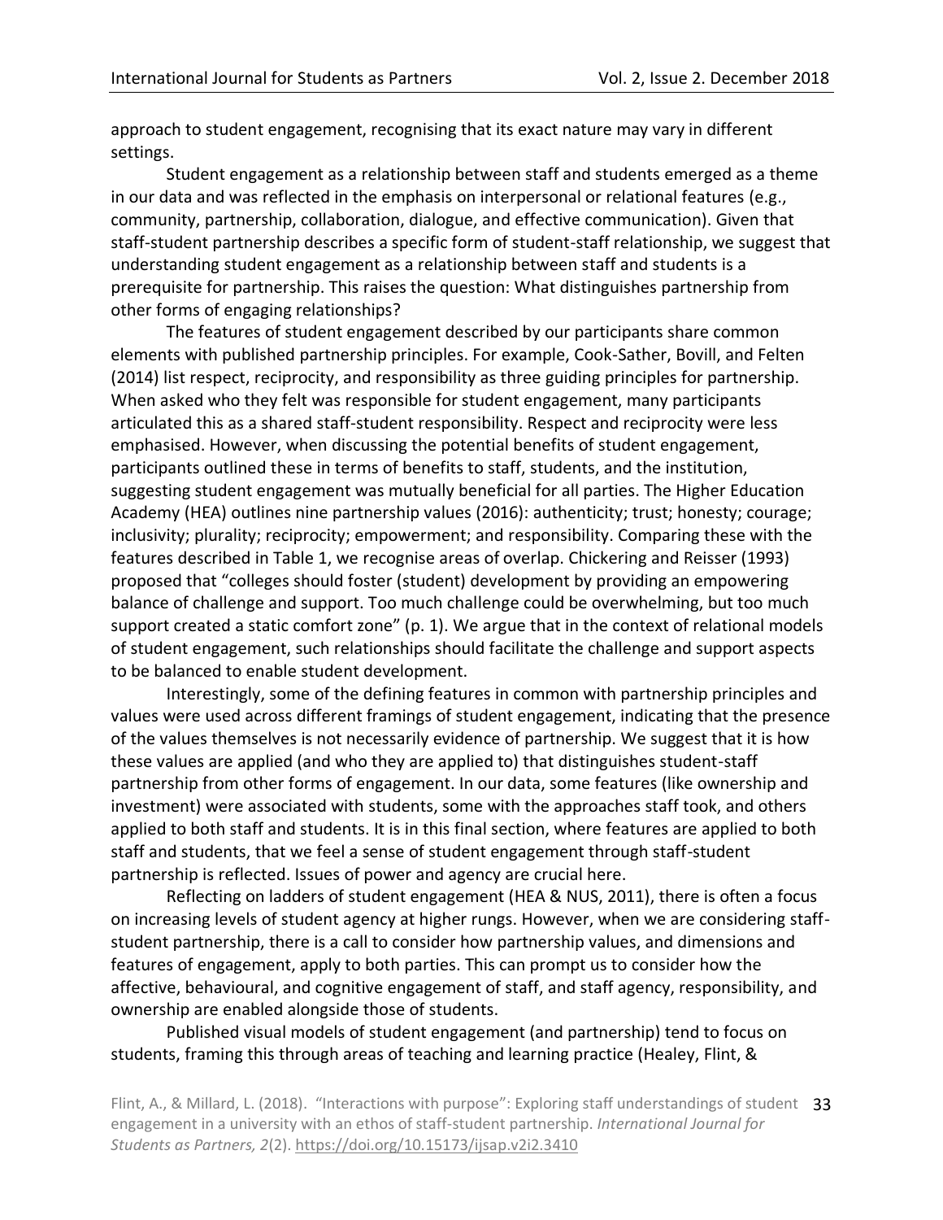approach to student engagement, recognising that its exact nature may vary in different settings.

Student engagement as a relationship between staff and students emerged as a theme in our data and was reflected in the emphasis on interpersonal or relational features (e.g., community, partnership, collaboration, dialogue, and effective communication). Given that staff-student partnership describes a specific form of student-staff relationship, we suggest that understanding student engagement as a relationship between staff and students is a prerequisite for partnership. This raises the question: What distinguishes partnership from other forms of engaging relationships?

The features of student engagement described by our participants share common elements with published partnership principles. For example, Cook-Sather, Bovill, and Felten (2014) list respect, reciprocity, and responsibility as three guiding principles for partnership. When asked who they felt was responsible for student engagement, many participants articulated this as a shared staff-student responsibility. Respect and reciprocity were less emphasised. However, when discussing the potential benefits of student engagement, participants outlined these in terms of benefits to staff, students, and the institution, suggesting student engagement was mutually beneficial for all parties. The Higher Education Academy (HEA) outlines nine partnership values (2016): authenticity; trust; honesty; courage; inclusivity; plurality; reciprocity; empowerment; and responsibility. Comparing these with the features described in Table 1, we recognise areas of overlap. Chickering and Reisser (1993) proposed that "colleges should foster (student) development by providing an empowering balance of challenge and support. Too much challenge could be overwhelming, but too much support created a static comfort zone" (p. 1). We argue that in the context of relational models of student engagement, such relationships should facilitate the challenge and support aspects to be balanced to enable student development.

Interestingly, some of the defining features in common with partnership principles and values were used across different framings of student engagement, indicating that the presence of the values themselves is not necessarily evidence of partnership. We suggest that it is how these values are applied (and who they are applied to) that distinguishes student-staff partnership from other forms of engagement. In our data, some features (like ownership and investment) were associated with students, some with the approaches staff took, and others applied to both staff and students. It is in this final section, where features are applied to both staff and students, that we feel a sense of student engagement through staff-student partnership is reflected. Issues of power and agency are crucial here.

Reflecting on ladders of student engagement (HEA & NUS, 2011), there is often a focus on increasing levels of student agency at higher rungs. However, when we are considering staff-student partnership, there is a call to consider how partnership values, and dimensions and features of engagement, apply to both parties. This can prompt us to consider how the affective, behavioural, and cognitive engagement of staff, and staff agency, responsibility, and ownership are enabled alongside those of students.

Published visual models of student engagement (and partnership) tend to focus on students, framing this through areas of teaching and learning practice (Healey, Flint, &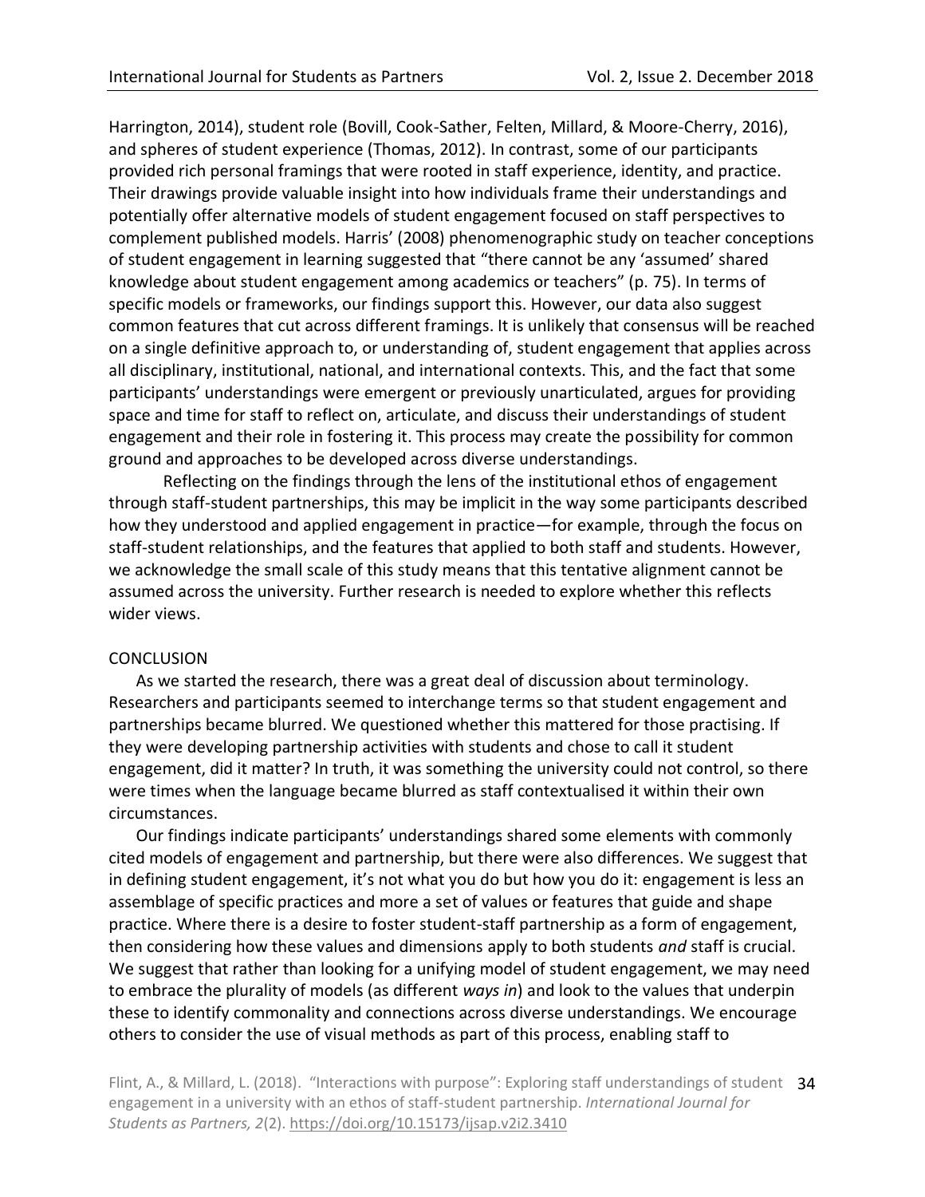Harrington, 2014), student role (Bovill, Cook-Sather, Felten, Millard, & Moore-Cherry, 2016), and spheres of student experience (Thomas, 2012). In contrast, some of our participants provided rich personal framings that were rooted in staff experience, identity, and practice. Their drawings provide valuable insight into how individuals frame their understandings and potentially offer alternative models of student engagement focused on staff perspectives to complement published models. Harris' (2008) phenomenographic study on teacher conceptions of student engagement in learning suggested that "there cannot be any 'assumed' shared knowledge about student engagement among academics or teachers" (p. 75). In terms of specific models or frameworks, our findings support this. However, our data also suggest common features that cut across different framings. It is unlikely that consensus will be reached on a single definitive approach to, or understanding of, student engagement that applies across all disciplinary, institutional, national, and international contexts. This, and the fact that some participants' understandings were emergent or previously unarticulated, argues for providing space and time for staff to reflect on, articulate, and discuss their understandings of student engagement and their role in fostering it. This process may create the possibility for common ground and approaches to be developed across diverse understandings.

Reflecting on the findings through the lens of the institutional ethos of engagement through staff-student partnerships, this may be implicit in the way some participants described how they understood and applied engagement in practice—for example, through the focus on staff-student relationships, and the features that applied to both staff and students. However, we acknowledge the small scale of this study means that this tentative alignment cannot be assumed across the university. Further research is needed to explore whether this reflects wider views.

## CONCLUSION

As we started the research, there was a great deal of discussion about terminology. Researchers and participants seemed to interchange terms so that student engagement and partnerships became blurred. We questioned whether this mattered for those practising. If they were developing partnership activities with students and chose to call it student engagement, did it matter? In truth, it was something the university could not control, so there were times when the language became blurred as staff contextualised it within their own circumstances.

Our findings indicate participants' understandings shared some elements with commonly cited models of engagement and partnership, but there were also differences. We suggest that in defining student engagement, it's not what you do but how you do it: engagement is less an assemblage of specific practices and more a set of values or features that guide and shape practice. Where there is a desire to foster student-staff partnership as a form of engagement, then considering how these values and dimensions apply to both students *and* staff is crucial. We suggest that rather than looking for a unifying model of student engagement, we may need to embrace the plurality of models (as different *ways in*) and look to the values that underpin these to identify commonality and connections across diverse understandings. We encourage others to consider the use of visual methods as part of this process, enabling staff to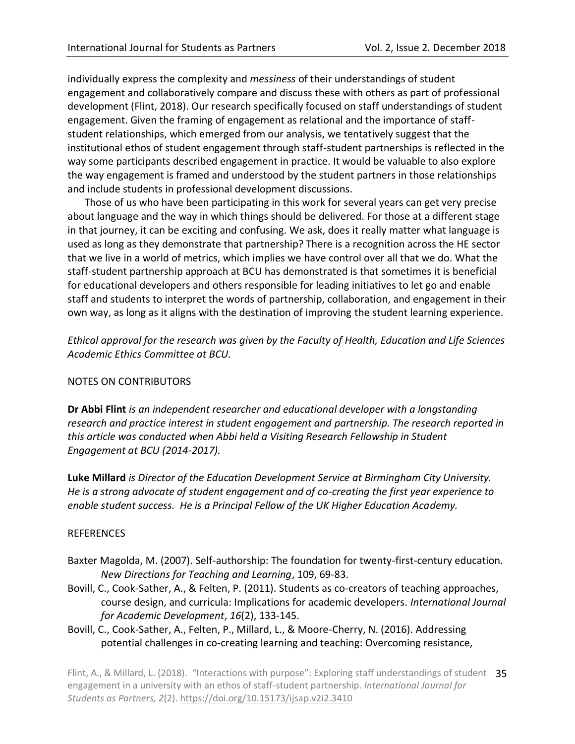individually express the complexity and *messiness* of their understandings of student engagement and collaboratively compare and discuss these with others as part of professional development (Flint, 2018). Our research specifically focused on staff understandings of student engagement. Given the framing of engagement as relational and the importance of staff-student relationships, which emerged from our analysis, we tentatively suggest that the institutional ethos of student engagement through staff-student partnerships is reflected in the way some participants described engagement in practice. It would be valuable to also explore the way engagement is framed and understood by the student partners in those relationships and include students in professional development discussions.

Those of us who have been participating in this work for several years can get very precise about language and the way in which things should be delivered. For those at a different stage in that journey, it can be exciting and confusing. We ask, does it really matter what language is used as long as they demonstrate that partnership? There is a recognition across the HE sector that we live in a world of metrics, which implies we have control over all that we do. What the staff-student partnership approach at BCU has demonstrated is that sometimes it is beneficial for educational developers and others responsible for leading initiatives to let go and enable staff and students to interpret the words of partnership, collaboration, and engagement in their own way, as long as it aligns with the destination of improving the student learning experience.

*Ethical approval for the research was given by the Faculty of Health, Education and Life Sciences Academic Ethics Committee at BCU.*

## NOTES ON CONTRIBUTORS

**Dr Abbi Flint** *is an independent researcher and educational developer with a longstanding research and practice interest in student engagement and partnership. The research reported in this article was conducted when Abbi held a Visiting Research Fellowship in Student Engagement at BCU (2014-2017).*

**Luke Millard** *is Director of the Education Development Service at Birmingham City University. He is a strong advocate of student engagement and of co-creating the first year experience to enable student success. He is a Principal Fellow of the UK Higher Education Academy.*

## REFERENCES

Baxter Magolda, M. (2007). Self-authorship: The foundation for twenty-first-century education. *New Directions for Teaching and Learning*, 109, 69-83.

Bovill, C., Cook-Sather, A., & Felten, P. (2011). Students as co-creators of teaching approaches, course design, and curricula: Implications for academic developers. *International Journal for Academic Development*, *16*(2), 133-145.

Bovill, C., Cook-Sather, A., Felten, P., Millard, L., & Moore-Cherry, N. (2016). Addressing potential challenges in co-creating learning and teaching: Overcoming resistance,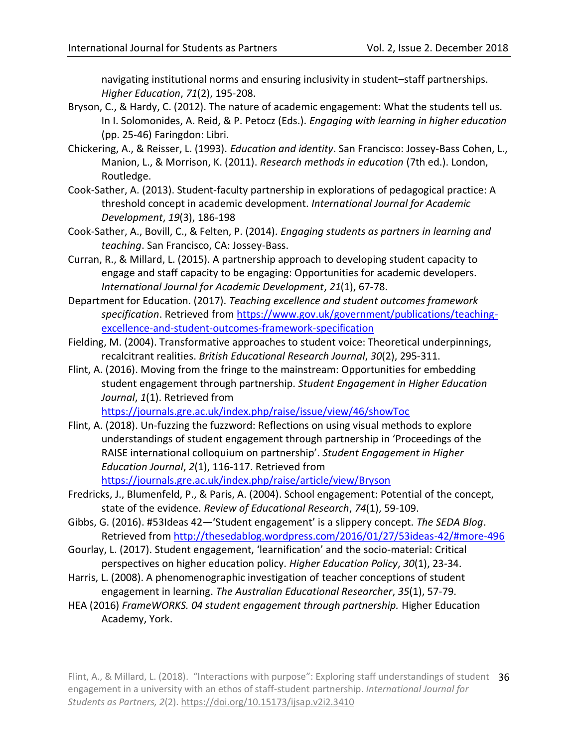navigating institutional norms and ensuring inclusivity in student–staff partnerships. *Higher Education*, *71*(2), 195-208.

Bryson, C., & Hardy, C. (2012). The nature of academic engagement: What the students tell us. In I. Solomonides, A. Reid, & P. Petocz (Eds.). *Engaging with learning in higher education* (pp. 25-46) Faringdon: Libri.

Chickering, A., & Reisser, L. (1993). *Education and identity*. San Francisco: Jossey-Bass Cohen, L., Manion, L., & Morrison, K. (2011). *Research methods in education* (7th ed.). London, Routledge.

Cook-Sather, A. (2013). Student-faculty partnership in explorations of pedagogical practice: A threshold concept in academic development. *International Journal for Academic Development*, *19*(3), 186-198

Cook-Sather, A., Bovill, C., & Felten, P. (2014). *Engaging students as partners in learning and teaching*. San Francisco, CA: Jossey-Bass.

Curran, R., & Millard, L. (2015). A partnership approach to developing student capacity to engage and staff capacity to be engaging: Opportunities for academic developers. *International Journal for Academic Development*, *21*(1), 67-78.

Department for Education. (2017). *Teaching excellence and student outcomes framework specification*. Retrieved from https://www.gov.uk/government/publications/teaching-excellence-and-student-outcomes-framework-specification

Fielding, M. (2004). Transformative approaches to student voice: Theoretical underpinnings, recalcitrant realities. *British Educational Research Journal*, *30*(2), 295-311.

Flint, A. (2016). Moving from the fringe to the mainstream: Opportunities for embedding student engagement through partnership. *Student Engagement in Higher Education Journal*, *1*(1). Retrieved from https://journals.gre.ac.uk/index.php/raise/issue/view/46/showToc

Flint, A. (2018). Un-fuzzing the fuzzword: Reflections on using visual methods to explore understandings of student engagement through partnership in 'Proceedings of the RAISE international colloquium on partnership'. *Student Engagement in Higher Education Journal*, *2*(1), 116-117. Retrieved from https://journals.gre.ac.uk/index.php/raise/article/view/Bryson

Fredricks, J., Blumenfeld, P., & Paris, A. (2004). School engagement: Potential of the concept, state of the evidence. *Review of Educational Research*, *74*(1), 59-109.

Gibbs, G. (2016). #53Ideas 42—'Student engagement' is a slippery concept. *The SEDA Blog*. Retrieved from http://thesedablog.wordpress.com/2016/01/27/53ideas-42/#more-496

Gourlay, L. (2017). Student engagement, 'learnification' and the socio-material: Critical perspectives on higher education policy. *Higher Education Policy*, *30*(1), 23-34.

Harris, L. (2008). A phenomenographic investigation of teacher conceptions of student engagement in learning. *The Australian Educational Researcher*, *35*(1), 57-79.

HEA (2016) *FrameWORKS. 04 student engagement through partnership.* Higher Education Academy, York.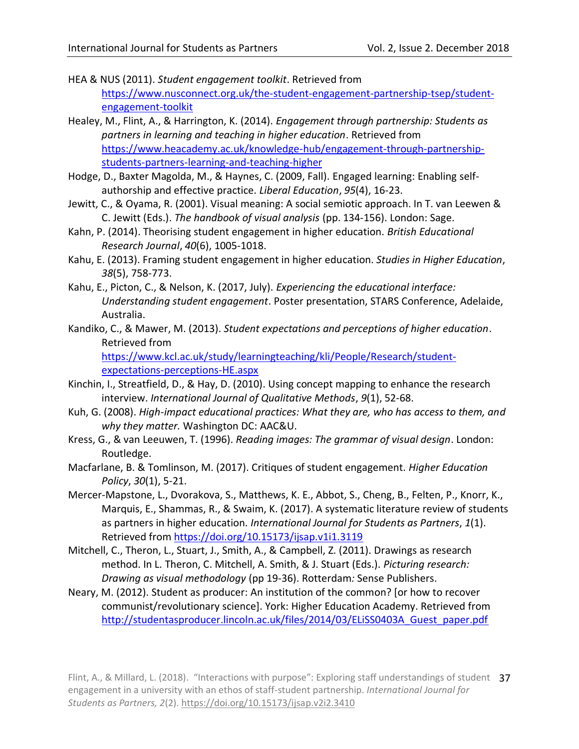HEA & NUS (2011). *Student engagement toolkit*. Retrieved from https://www.nusconnect.org.uk/the-student-engagement-partnership-tsep/student-engagement-toolkit

Healey, M., Flint, A., & Harrington, K. (2014). *Engagement through partnership: Students as partners in learning and teaching in higher education*. Retrieved from https://www.heacademy.ac.uk/knowledge-hub/engagement-through-partnership-students-partners-learning-and-teaching-higher

Hodge, D., Baxter Magolda, M., & Haynes, C. (2009, Fall). Engaged learning: Enabling self-authorship and effective practice. *Liberal Education*, *95*(4), 16-23.

Jewitt, C., & Oyama, R. (2001). Visual meaning: A social semiotic approach. In T. van Leewen & C. Jewitt (Eds.). *The handbook of visual analysis* (pp. 134-156). London: Sage.

Kahn, P. (2014). Theorising student engagement in higher education. *British Educational Research Journal*, *40*(6), 1005-1018.

Kahu, E. (2013). Framing student engagement in higher education. *Studies in Higher Education*, *38*(5), 758-773.

Kahu, E., Picton, C., & Nelson, K. (2017, July). *Experiencing the educational interface: Understanding student engagement*. Poster presentation, STARS Conference, Adelaide, Australia.

Kandiko, C., & Mawer, M. (2013). *Student expectations and perceptions of higher education*. Retrieved from https://www.kcl.ac.uk/study/learningteaching/kli/People/Research/student-expectations-perceptions-HE.aspx

Kinchin, I., Streatfield, D., & Hay, D. (2010). Using concept mapping to enhance the research interview. *International Journal of Qualitative Methods*, *9*(1), 52-68.

Kuh, G. (2008). *High-impact educational practices: What they are, who has access to them, and why they matter.* Washington DC: AAC&U.

Kress, G., & van Leeuwen, T. (1996). *Reading images: The grammar of visual design*. London: Routledge.

Macfarlane, B. & Tomlinson, M. (2017). Critiques of student engagement. *Higher Education Policy*, *30*(1), 5-21.

Mercer-Mapstone, L., Dvorakova, S., Matthews, K. E., Abbot, S., Cheng, B., Felten, P., Knorr, K., Marquis, E., Shammas, R., & Swaim, K. (2017). A systematic literature review of students as partners in higher education. *International Journal for Students as Partners*, *1*(1). Retrieved from https://doi.org/10.15173/ijsap.v1i1.3119

Mitchell, C., Theron, L., Stuart, J., Smith, A., & Campbell, Z. (2011). Drawings as research method. In L. Theron, C. Mitchell, A. Smith, & J. Stuart (Eds.). *Picturing research: Drawing as visual methodology* (pp 19-36). Rotterdam*:* Sense Publishers.

Neary, M. (2012). Student as producer: An institution of the common? [or how to recover communist/revolutionary science]. York: Higher Education Academy. Retrieved from http://studentasproducer.lincoln.ac.uk/files/2014/03/ELiSS0403A_Guest_paper.pdf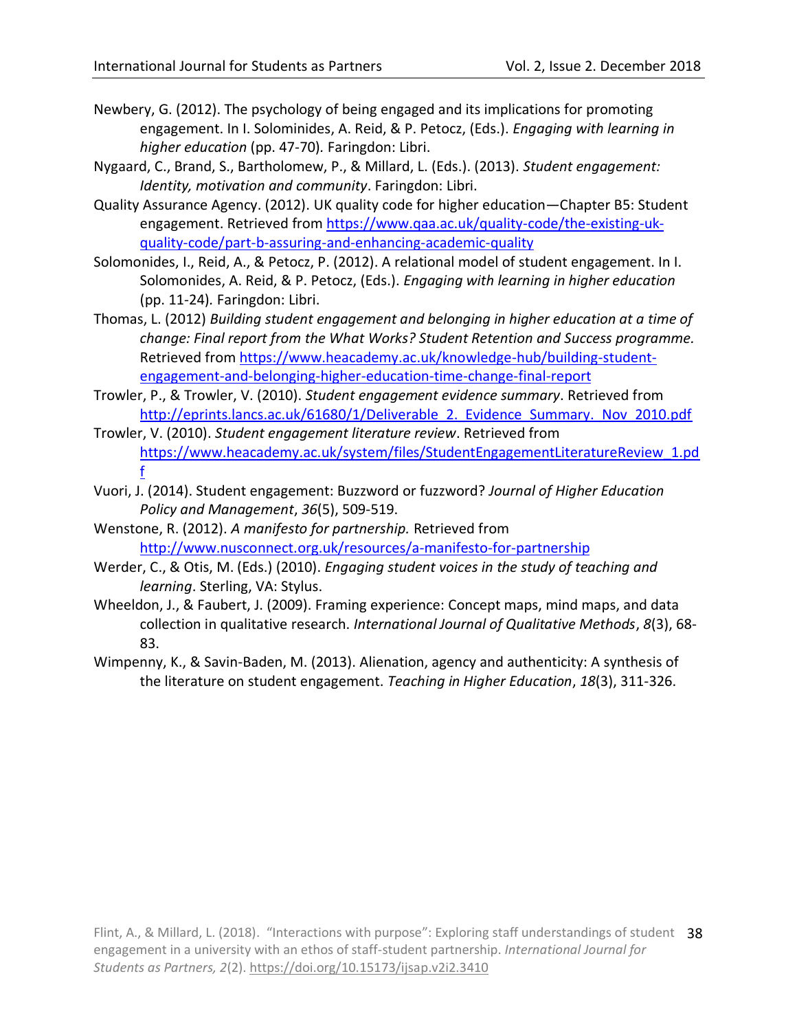Newbery, G. (2012). The psychology of being engaged and its implications for promoting engagement. In I. Solominides, A. Reid, & P. Petocz, (Eds.). *Engaging with learning in higher education* (pp. 47-70). Faringdon: Libri.

Nygaard, C., Brand, S., Bartholomew, P., & Millard, L. (Eds.). (2013). *Student engagement: Identity, motivation and community*. Faringdon: Libri.

Quality Assurance Agency. (2012). UK quality code for higher education—Chapter B5: Student engagement. Retrieved from https://www.qaa.ac.uk/quality-code/the-existing-uk-quality-code/part-b-assuring-and-enhancing-academic-quality

Solomonides, I., Reid, A., & Petocz, P. (2012). A relational model of student engagement. In I. Solomonides, A. Reid, & P. Petocz, (Eds.). *Engaging with learning in higher education* (pp. 11-24). Faringdon: Libri.

Thomas, L. (2012) *Building student engagement and belonging in higher education at a time of change: Final report from the What Works? Student Retention and Success programme.* Retrieved from https://www.heacademy.ac.uk/knowledge-hub/building-student-engagement-and-belonging-higher-education-time-change-final-report

Trowler, P., & Trowler, V. (2010). *Student engagement evidence summary*. Retrieved from http://eprints.lancs.ac.uk/61680/1/Deliverable_2._Evidence_Summary._Nov_2010.pdf

Trowler, V. (2010). *Student engagement literature review*. Retrieved from https://www.heacademy.ac.uk/system/files/StudentEngagementLiteratureReview_1.pdf

Vuori, J. (2014). Student engagement: Buzzword or fuzzword? *Journal of Higher Education Policy and Management*, *36*(5), 509-519.

Wenstone, R. (2012). *A manifesto for partnership.* Retrieved from http://www.nusconnect.org.uk/resources/a-manifesto-for-partnership

Werder, C., & Otis, M. (Eds.) (2010). *Engaging student voices in the study of teaching and learning*. Sterling, VA: Stylus.

Wheeldon, J., & Faubert, J. (2009). Framing experience: Concept maps, mind maps, and data collection in qualitative research. *International Journal of Qualitative Methods*, *8*(3), 68-83.

Wimpenny, K., & Savin-Baden, M. (2013). Alienation, agency and authenticity: A synthesis of the literature on student engagement. *Teaching in Higher Education*, *18*(3), 311-326.